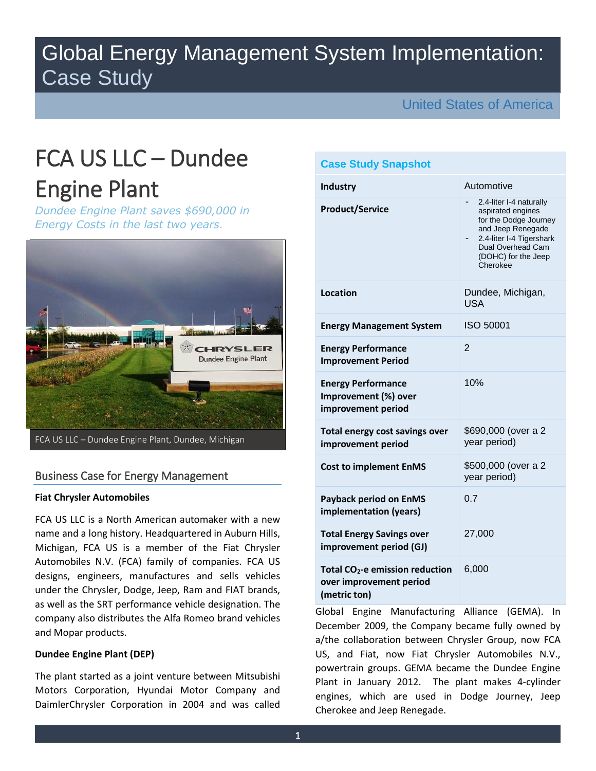# Global Energy Management System Implementation: Case Study

United States of America

# FCA US LLC – Dundee Engine Plant

*Dundee Engine Plant saves $690,000 in Energy Costs in the last two years.*

FCA US LLC – Dundee Engine Plant, Dundee, Michigan

## Business Case for Energy Management

**Fiat Chrysler Automobiles**

FCA US LLC is a North American automaker with a new name and a long history. Headquartered in Auburn Hills, Michigan, FCA US is a member of the Fiat Chrysler Automobiles N.V. (FCA) family of companies. FCA US designs, engineers, manufactures and sells vehicles under the Chrysler, Dodge, Jeep, Ram and FIAT brands, as well as the SRT performance vehicle designation. The company also distributes the Alfa Romeo brand vehicles and Mopar products.

**Dundee Engine Plant (DEP)**

The plant started as a joint venture between Mitsubishi Motors Corporation, Hyundai Motor Company and DaimlerChrysler Corporation in 2004 and was called Global Engine Manufacturing Alliance (GEMA). In December 2009, the Company became fully owned by a/the collaboration between Chrysler Group, now FCA US, and Fiat, now Fiat Chrysler Automobiles N.V., powertrain groups. GEMA became the Dundee Engine Plant in January 2012. The plant makes 4-cylinder engines, which are used in Dodge Journey, Jeep Cherokee and Jeep Renegade.

| Case Study Snapshot | |
|---|---|
| **Industry** | Automotive |
| **Product/Service** | - 2.4-liter I-4 naturally aspirated engines for the Dodge Journey and Jeep Renegade<br>- 2.4-liter I-4 Tigershark Dual Overhead Cam (DOHC) for the Jeep Cherokee |
| **Location** | Dundee, Michigan, USA |
| **Energy Management System** | ISO 50001 |
| **Energy Performance Improvement Period** | 2 |
| **Energy Performance Improvement (%) over improvement period** | 10% |
| **Total energy cost savings over improvement period** | $690,000 (over a 2 year period) |
| **Cost to implement EnMS** | $500,000 (over a 2 year period) |
| **Payback period on EnMS implementation (years)** | 0.7 |
| **Total Energy Savings over improvement period (GJ)** | 27,000 |
| **Total $CO_2$-e emission reduction over improvement period (metric ton)** | 6,000 |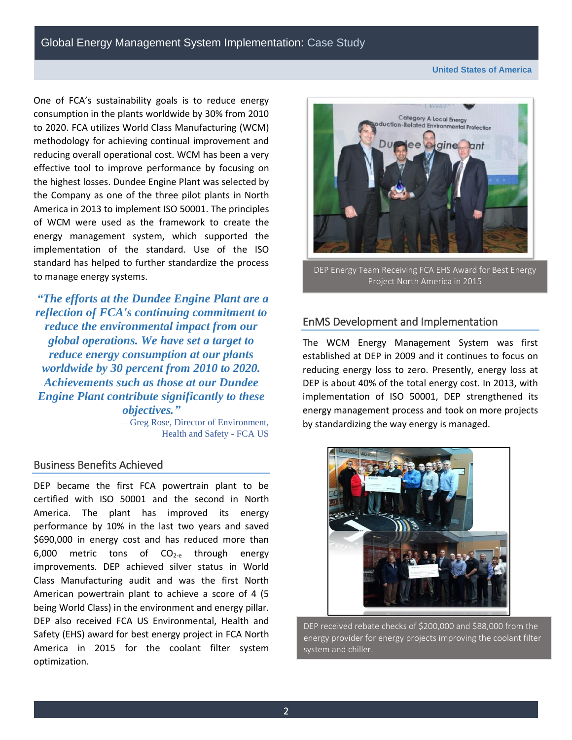One of FCA's sustainability goals is to reduce energy consumption in the plants worldwide by 30% from 2010 to 2020. FCA utilizes World Class Manufacturing (WCM) methodology for achieving continual improvement and reducing overall operational cost. WCM has been a very effective tool to improve performance by focusing on the highest losses. Dundee Engine Plant was selected by the Company as one of the three pilot plants in North America in 2013 to implement ISO 50001. The principles of WCM were used as the framework to create the energy management system, which supported the implementation of the standard. Use of the ISO standard has helped to further standardize the process to manage energy systems.

> ***"The efforts at the Dundee Engine Plant are a reflection of FCA's continuing commitment to reduce the environmental impact from our global operations. We have set a target to reduce energy consumption at our plants worldwide by 30 percent from 2010 to 2020. Achievements such as those at our Dundee Engine Plant contribute significantly to these objectives."***
>
> — Greg Rose, Director of Environment, Health and Safety - FCA US

## Business Benefits Achieved

DEP became the first FCA powertrain plant to be certified with ISO 50001 and the second in North America. The plant has improved its energy performance by 10% in the last two years and saved $690,000 in energy cost and has reduced more than 6,000 metric tons of $CO_{2\text{-}e}$ through energy improvements. DEP achieved silver status in World Class Manufacturing audit and was the first North American powertrain plant to achieve a score of 4 (5 being World Class) in the environment and energy pillar. DEP also received FCA US Environmental, Health and Safety (EHS) award for best energy project in FCA North America in 2015 for the coolant filter system optimization.

DEP Energy Team Receiving FCA EHS Award for Best Energy Project North America in 2015

## EnMS Development and Implementation

The WCM Energy Management System was first established at DEP in 2009 and it continues to focus on reducing energy loss to zero. Presently, energy loss at DEP is about 40% of the total energy cost. In 2013, with implementation of ISO 50001, DEP strengthened its energy management process and took on more projects by standardizing the way energy is managed.

DEP received rebate checks of $200,000 and $88,000 from the energy provider for energy projects improving the coolant filter system and chiller.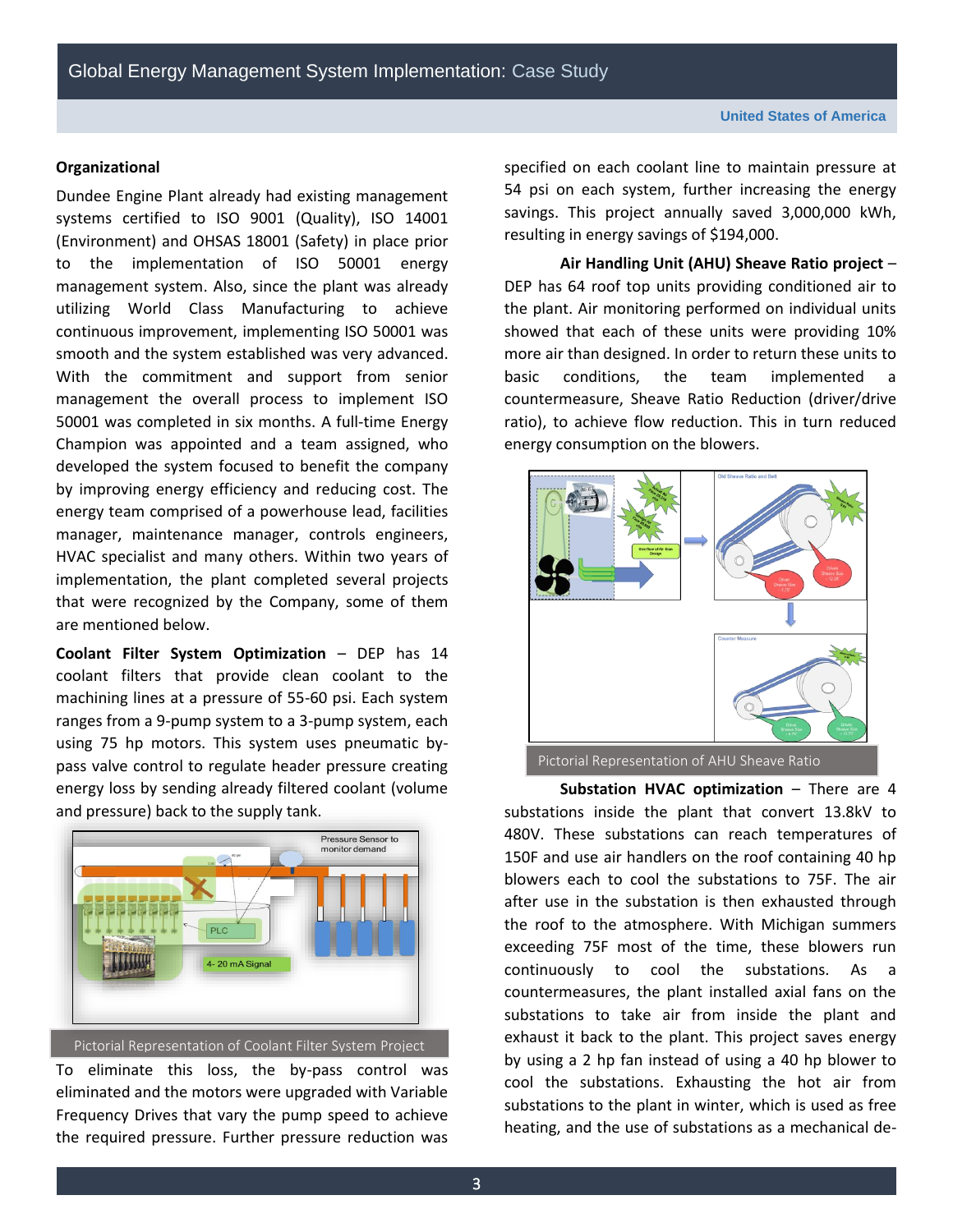**Organizational**

Dundee Engine Plant already had existing management systems certified to ISO 9001 (Quality), ISO 14001 (Environment) and OHSAS 18001 (Safety) in place prior to the implementation of ISO 50001 energy management system. Also, since the plant was already utilizing World Class Manufacturing to achieve continuous improvement, implementing ISO 50001 was smooth and the system established was very advanced. With the commitment and support from senior management the overall process to implement ISO 50001 was completed in six months. A full-time Energy Champion was appointed and a team assigned, who developed the system focused to benefit the company by improving energy efficiency and reducing cost. The energy team comprised of a powerhouse lead, facilities manager, maintenance manager, controls engineers, HVAC specialist and many others. Within two years of implementation, the plant completed several projects that were recognized by the Company, some of them are mentioned below.

**Coolant Filter System Optimization** – DEP has 14 coolant filters that provide clean coolant to the machining lines at a pressure of 55-60 psi. Each system ranges from a 9-pump system to a 3-pump system, each using 75 hp motors. This system uses pneumatic by-pass valve control to regulate header pressure creating energy loss by sending already filtered coolant (volume and pressure) back to the supply tank.

Pictorial Representation of Coolant Filter System Project

To eliminate this loss, the by-pass control was eliminated and the motors were upgraded with Variable Frequency Drives that vary the pump speed to achieve the required pressure. Further pressure reduction was specified on each coolant line to maintain pressure at 54 psi on each system, further increasing the energy savings. This project annually saved 3,000,000 kWh, resulting in energy savings of $194,000.

**Air Handling Unit (AHU) Sheave Ratio project** – DEP has 64 roof top units providing conditioned air to the plant. Air monitoring performed on individual units showed that each of these units were providing 10% more air than designed. In order to return these units to basic conditions, the team implemented a countermeasure, Sheave Ratio Reduction (driver/drive ratio), to achieve flow reduction. This in turn reduced energy consumption on the blowers.

Pictorial Representation of AHU Sheave Ratio

**Substation HVAC optimization** – There are 4 substations inside the plant that convert 13.8kV to 480V. These substations can reach temperatures of 150F and use air handlers on the roof containing 40 hp blowers each to cool the substations to 75F. The air after use in the substation is then exhausted through the roof to the atmosphere. With Michigan summers exceeding 75F most of the time, these blowers run continuously to cool the substations. As a countermeasures, the plant installed axial fans on the substations to take air from inside the plant and exhaust it back to the plant. This project saves energy by using a 2 hp fan instead of using a 40 hp blower to cool the substations. Exhausting the hot air from substations to the plant in winter, which is used as free heating, and the use of substations as a mechanical de-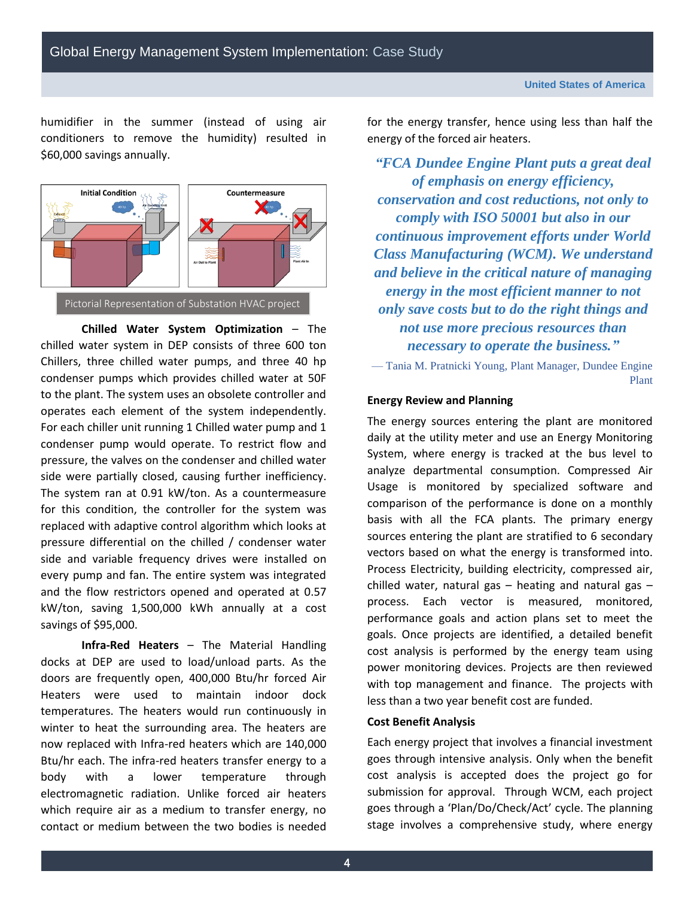humidifier in the summer (instead of using air conditioners to remove the humidity) resulted in $60,000 savings annually.

Pictorial Representation of Substation HVAC project

**Chilled Water System Optimization** – The chilled water system in DEP consists of three 600 ton Chillers, three chilled water pumps, and three 40 hp condenser pumps which provides chilled water at 50F to the plant. The system uses an obsolete controller and operates each element of the system independently. For each chiller unit running 1 Chilled water pump and 1 condenser pump would operate. To restrict flow and pressure, the valves on the condenser and chilled water side were partially closed, causing further inefficiency. The system ran at 0.91 kW/ton. As a countermeasure for this condition, the controller for the system was replaced with adaptive control algorithm which looks at pressure differential on the chilled / condenser water side and variable frequency drives were installed on every pump and fan. The entire system was integrated and the flow restrictors opened and operated at 0.57 kW/ton, saving 1,500,000 kWh annually at a cost savings of $95,000.

**Infra-Red Heaters** – The Material Handling docks at DEP are used to load/unload parts. As the doors are frequently open, 400,000 Btu/hr forced Air Heaters were used to maintain indoor dock temperatures. The heaters would run continuously in winter to heat the surrounding area. The heaters are now replaced with Infra-red heaters which are 140,000 Btu/hr each. The infra-red heaters transfer energy to a body with a lower temperature through electromagnetic radiation. Unlike forced air heaters which require air as a medium to transfer energy, no contact or medium between the two bodies is needed for the energy transfer, hence using less than half the energy of the forced air heaters.

> ***"FCA Dundee Engine Plant puts a great deal of emphasis on energy efficiency, conservation and cost reductions, not only to comply with ISO 50001 but also in our continuous improvement efforts under World Class Manufacturing (WCM). We understand and believe in the critical nature of managing energy in the most efficient manner to not only save costs but to do the right things and not use more precious resources than necessary to operate the business."***
>
> — Tania M. Pratnicki Young, Plant Manager, Dundee Engine Plant

**Energy Review and Planning**

The energy sources entering the plant are monitored daily at the utility meter and use an Energy Monitoring System, where energy is tracked at the bus level to analyze departmental consumption. Compressed Air Usage is monitored by specialized software and comparison of the performance is done on a monthly basis with all the FCA plants. The primary energy sources entering the plant are stratified to 6 secondary vectors based on what the energy is transformed into. Process Electricity, building electricity, compressed air, chilled water, natural gas – heating and natural gas – process. Each vector is measured, monitored, performance goals and action plans set to meet the goals. Once projects are identified, a detailed benefit cost analysis is performed by the energy team using power monitoring devices. Projects are then reviewed with top management and finance. The projects with less than a two year benefit cost are funded.

**Cost Benefit Analysis**

Each energy project that involves a financial investment goes through intensive analysis. Only when the benefit cost analysis is accepted does the project go for submission for approval. Through WCM, each project goes through a 'Plan/Do/Check/Act' cycle. The planning stage involves a comprehensive study, where energy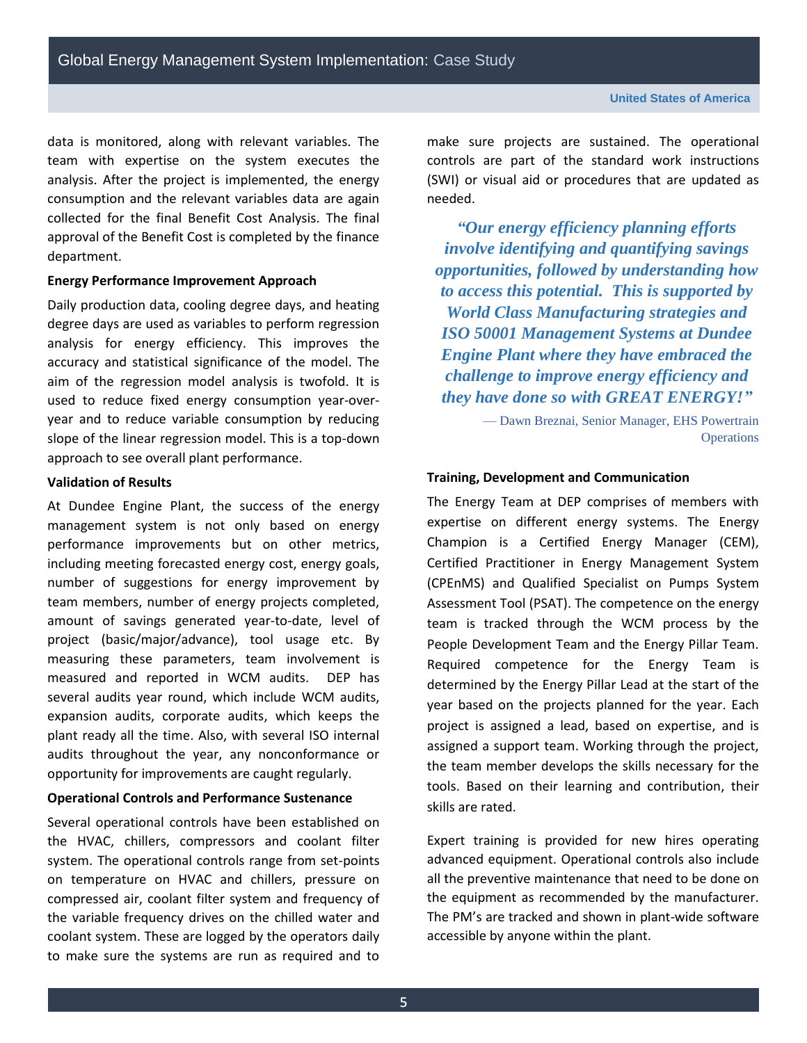data is monitored, along with relevant variables. The team with expertise on the system executes the analysis. After the project is implemented, the energy consumption and the relevant variables data are again collected for the final Benefit Cost Analysis. The final approval of the Benefit Cost is completed by the finance department.

**Energy Performance Improvement Approach**

Daily production data, cooling degree days, and heating degree days are used as variables to perform regression analysis for energy efficiency. This improves the accuracy and statistical significance of the model. The aim of the regression model analysis is twofold. It is used to reduce fixed energy consumption year-over-year and to reduce variable consumption by reducing slope of the linear regression model. This is a top-down approach to see overall plant performance.

**Validation of Results**

At Dundee Engine Plant, the success of the energy management system is not only based on energy performance improvements but on other metrics, including meeting forecasted energy cost, energy goals, number of suggestions for energy improvement by team members, number of energy projects completed, amount of savings generated year-to-date, level of project (basic/major/advance), tool usage etc. By measuring these parameters, team involvement is measured and reported in WCM audits. DEP has several audits year round, which include WCM audits, expansion audits, corporate audits, which keeps the plant ready all the time. Also, with several ISO internal audits throughout the year, any nonconformance or opportunity for improvements are caught regularly.

**Operational Controls and Performance Sustenance**

Several operational controls have been established on the HVAC, chillers, compressors and coolant filter system. The operational controls range from set-points on temperature on HVAC and chillers, pressure on compressed air, coolant filter system and frequency of the variable frequency drives on the chilled water and coolant system. These are logged by the operators daily to make sure the systems are run as required and to make sure projects are sustained. The operational controls are part of the standard work instructions (SWI) or visual aid or procedures that are updated as needed.

> ***"Our energy efficiency planning efforts involve identifying and quantifying savings opportunities, followed by understanding how to access this potential. This is supported by World Class Manufacturing strategies and ISO 50001 Management Systems at Dundee Engine Plant where they have embraced the challenge to improve energy efficiency and they have done so with GREAT ENERGY!"***
>
> — Dawn Breznai, Senior Manager, EHS Powertrain Operations

**Training, Development and Communication**

The Energy Team at DEP comprises of members with expertise on different energy systems. The Energy Champion is a Certified Energy Manager (CEM), Certified Practitioner in Energy Management System (CPEnMS) and Qualified Specialist on Pumps System Assessment Tool (PSAT). The competence on the energy team is tracked through the WCM process by the People Development Team and the Energy Pillar Team. Required competence for the Energy Team is determined by the Energy Pillar Lead at the start of the year based on the projects planned for the year. Each project is assigned a lead, based on expertise, and is assigned a support team. Working through the project, the team member develops the skills necessary for the tools. Based on their learning and contribution, their skills are rated.

Expert training is provided for new hires operating advanced equipment. Operational controls also include all the preventive maintenance that need to be done on the equipment as recommended by the manufacturer. The PM's are tracked and shown in plant-wide software accessible by anyone within the plant.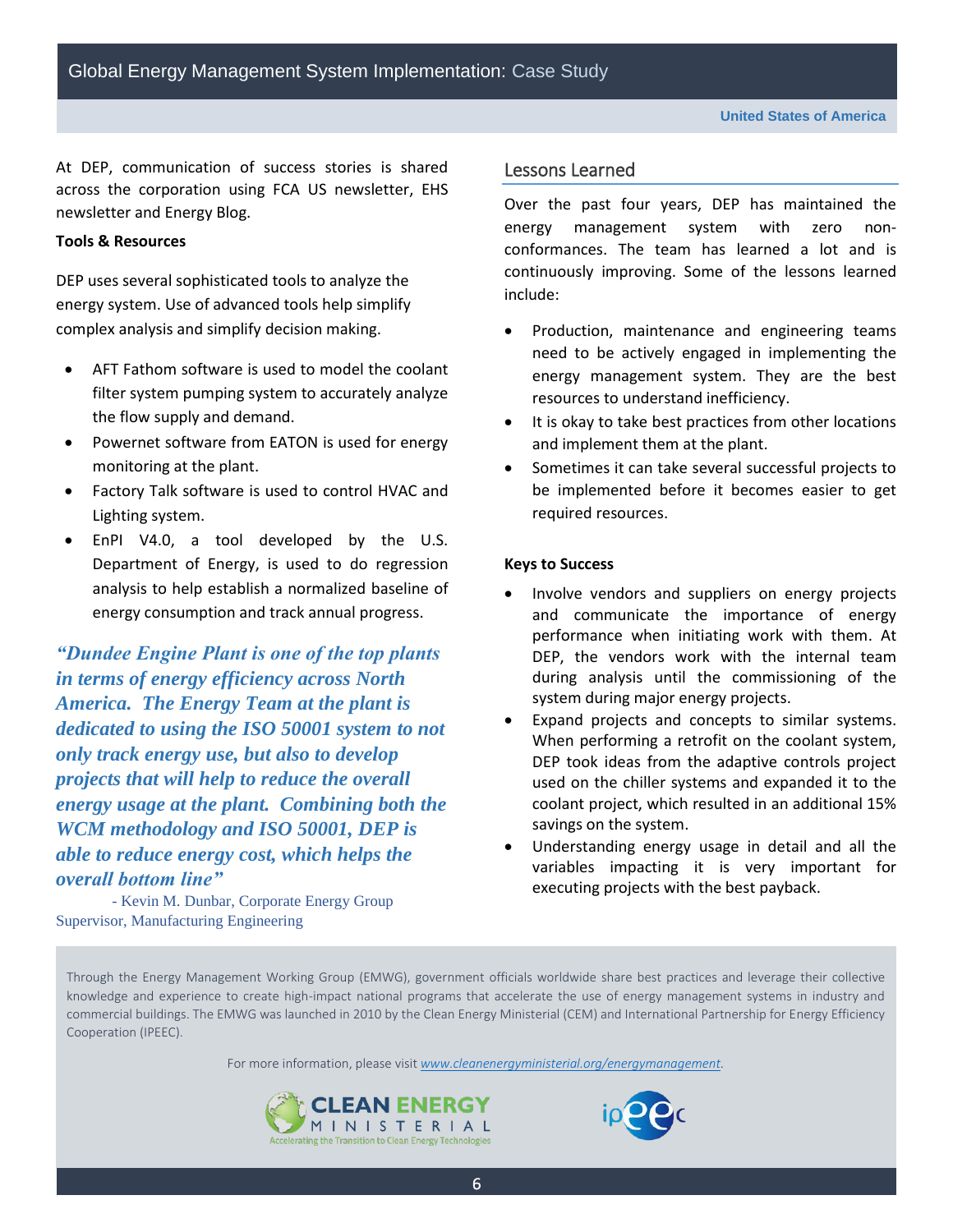At DEP, communication of success stories is shared across the corporation using FCA US newsletter, EHS newsletter and Energy Blog.

**Tools & Resources**

DEP uses several sophisticated tools to analyze the energy system. Use of advanced tools help simplify complex analysis and simplify decision making.

- AFT Fathom software is used to model the coolant filter system pumping system to accurately analyze the flow supply and demand.
- Powernet software from EATON is used for energy monitoring at the plant.
- Factory Talk software is used to control HVAC and Lighting system.
- EnPI V4.0, a tool developed by the U.S. Department of Energy, is used to do regression analysis to help establish a normalized baseline of energy consumption and track annual progress.

***"Dundee Engine Plant is one of the top plants in terms of energy efficiency across North America. The Energy Team at the plant is dedicated to using the ISO 50001 system to not only track energy use, but also to develop projects that will help to reduce the overall energy usage at the plant. Combining both the WCM methodology and ISO 50001, DEP is able to reduce energy cost, which helps the overall bottom line"***

- Kevin M. Dunbar, Corporate Energy Group Supervisor, Manufacturing Engineering

## Lessons Learned

Over the past four years, DEP has maintained the energy management system with zero non-conformances. The team has learned a lot and is continuously improving. Some of the lessons learned include:

- Production, maintenance and engineering teams need to be actively engaged in implementing the energy management system. They are the best resources to understand inefficiency.
- It is okay to take best practices from other locations and implement them at the plant.
- Sometimes it can take several successful projects to be implemented before it becomes easier to get required resources.

**Keys to Success**

- Involve vendors and suppliers on energy projects and communicate the importance of energy performance when initiating work with them. At DEP, the vendors work with the internal team during analysis until the commissioning of the system during major energy projects.
- Expand projects and concepts to similar systems. When performing a retrofit on the coolant system, DEP took ideas from the adaptive controls project used on the chiller systems and expanded it to the coolant project, which resulted in an additional 15% savings on the system.
- Understanding energy usage in detail and all the variables impacting it is very important for executing projects with the best payback.

Through the Energy Management Working Group (EMWG), government officials worldwide share best practices and leverage their collective knowledge and experience to create high-impact national programs that accelerate the use of energy management systems in industry and commercial buildings. The EMWG was launched in 2010 by the Clean Energy Ministerial (CEM) and International Partnership for Energy Efficiency Cooperation (IPEEC).

For more information, please visit *www.cleanenergyministerial.org/energymanagement*.